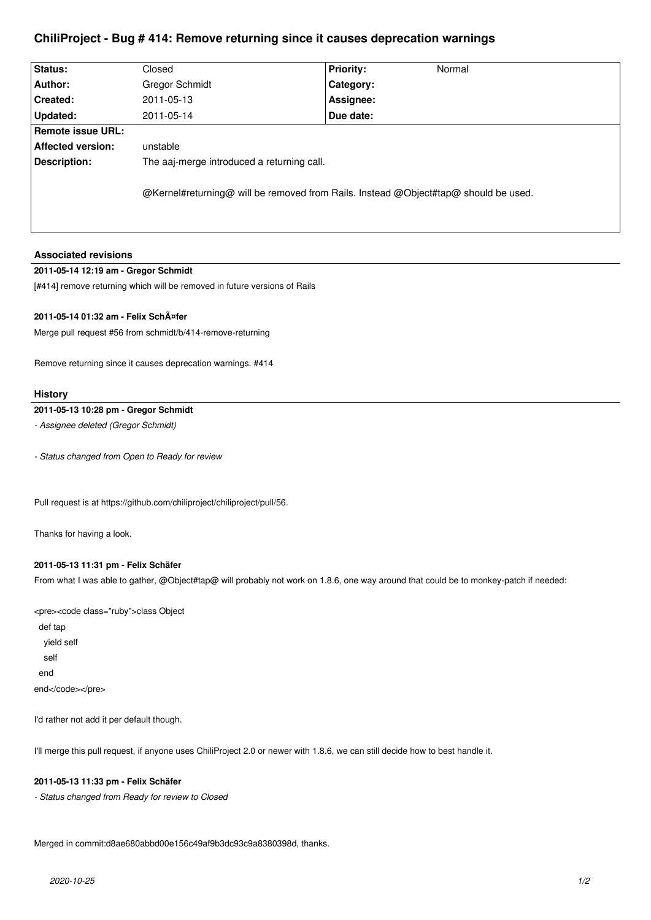# ChiliProject - Bug # 414: Remove returning since it causes deprecation warnings

| Status: | Closed | Priority: | Normal |
| --- | --- | --- | --- |
| Author: | Gregor Schmidt | Category: | |
| Created: | 2011-05-13 | Assignee: | |
| Updated: | 2011-05-14 | Due date: | |
| Remote issue URL: | | | |
| Affected version: | unstable | | |
| Description: | The aaj-merge introduced a returning call.<br><br>@Kernel#returning@ will be removed from Rails. Instead @Object#tap@ should be used. | | |

## Associated revisions

### 2011-05-14 12:19 am - Gregor Schmidt

[#414] remove returning which will be removed in future versions of Rails

### 2011-05-14 01:32 am - Felix SchÃ¤fer

Merge pull request #56 from schmidt/b/414-remove-returning

Remove returning since it causes deprecation warnings. #414

## History

### 2011-05-13 10:28 pm - Gregor Schmidt

*- Assignee deleted (Gregor Schmidt)*

*- Status changed from Open to Ready for review*

Pull request is at https://github.com/chiliproject/chiliproject/pull/56.

Thanks for having a look.

### 2011-05-13 11:31 pm - Felix Schäfer

From what I was able to gather, @Object#tap@ will probably not work on 1.8.6, one way around that could be to monkey-patch if needed:

```
<pre><code class="ruby">class Object
  def tap
    yield self
    self
  end
end</code></pre>
```

I'd rather not add it per default though.

I'll merge this pull request, if anyone uses ChiliProject 2.0 or newer with 1.8.6, we can still decide how to best handle it.

### 2011-05-13 11:33 pm - Felix Schäfer

*- Status changed from Ready for review to Closed*

Merged in commit:d8ae680abbd00e156c49af9b3dc93c9a8380398d, thanks.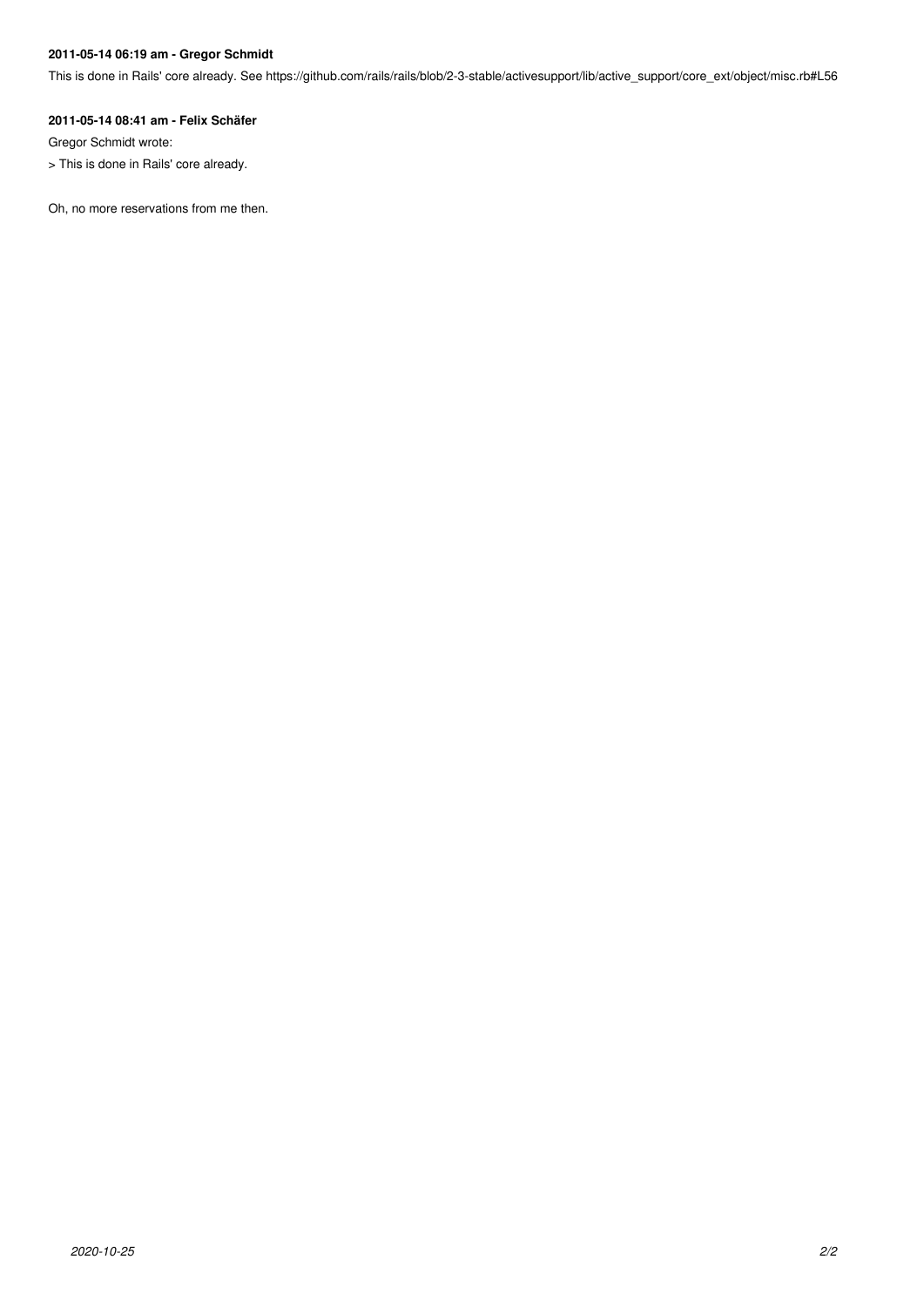#### 2011-05-14 06:19 am - Gregor Schmidt

This is done in Rails' core already. See https://github.com/rails/rails/blob/2-3-stable/activesupport/lib/active_support/core_ext/object/misc.rb#L56

#### 2011-05-14 08:41 am - Felix Schäfer

Gregor Schmidt wrote:

> This is done in Rails' core already.

Oh, no more reservations from me then.